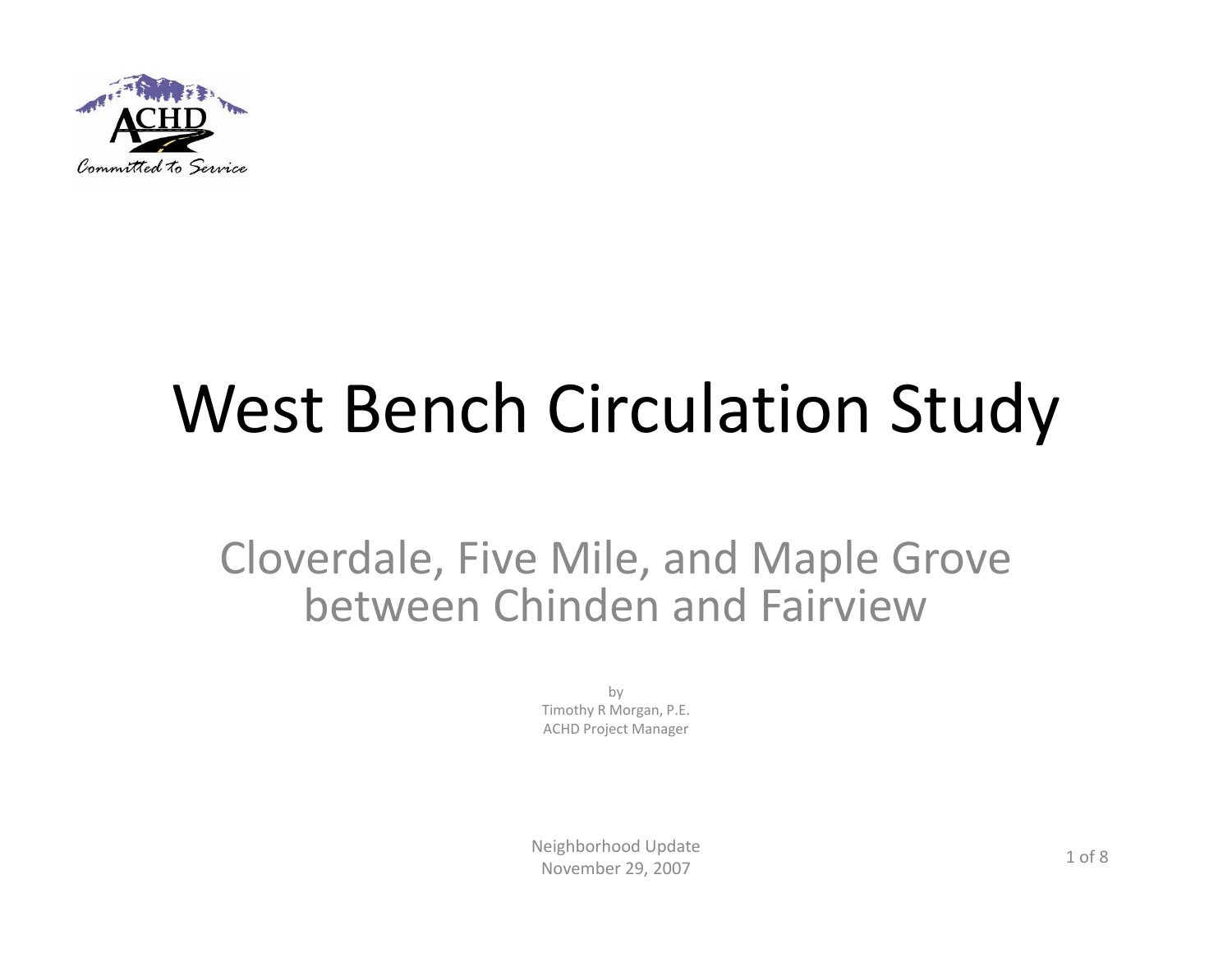# West Bench Circulation Study

## Cloverdale, Five Mile, and Maple Grove between Chinden and Fairview

by
Timothy R Morgan, P.E.
ACHD Project Manager

Neighborhood Update
November 29, 2007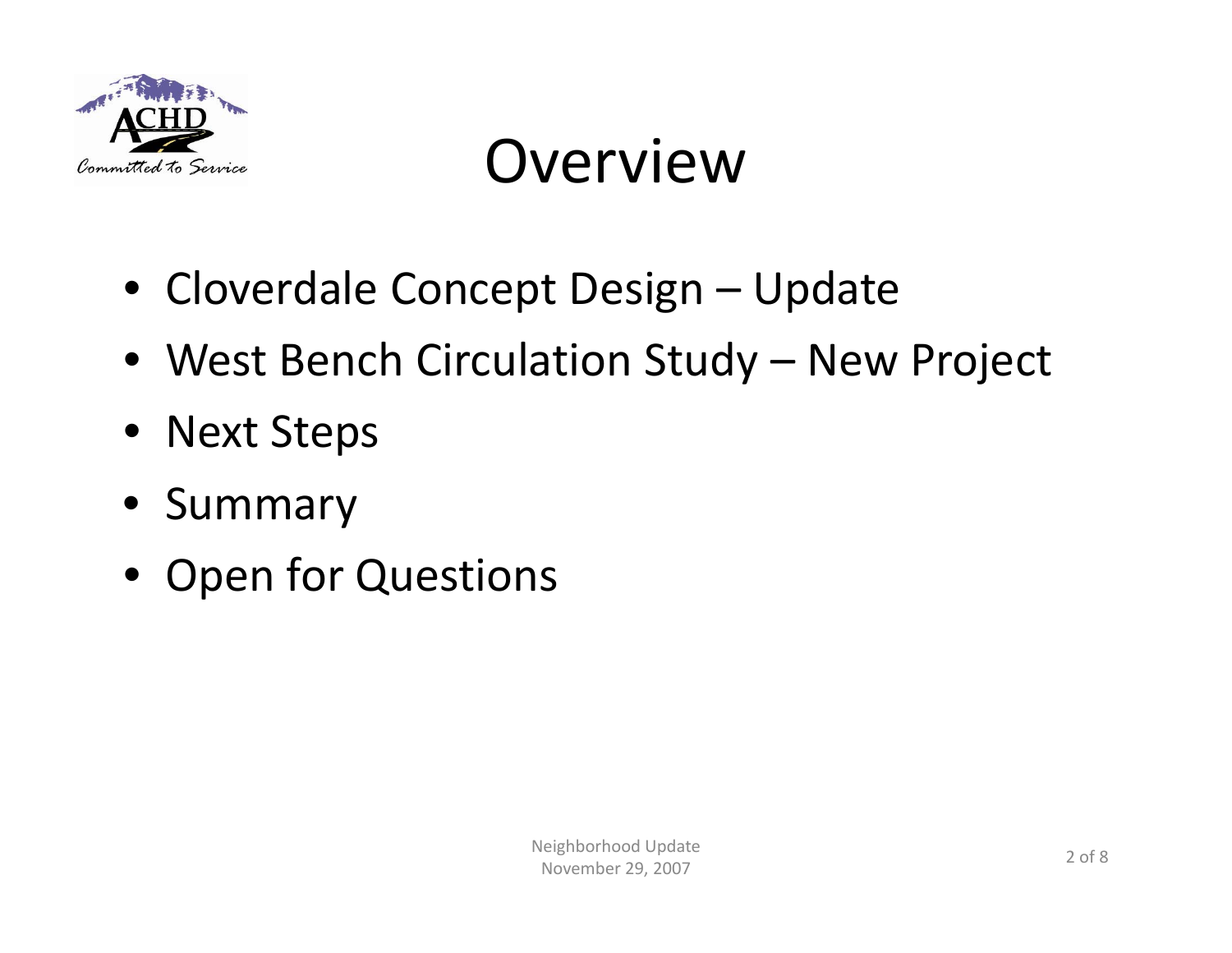# Overview

- Cloverdale Concept Design – Update
- West Bench Circulation Study – New Project
- Next Steps
- Summary
- Open for Questions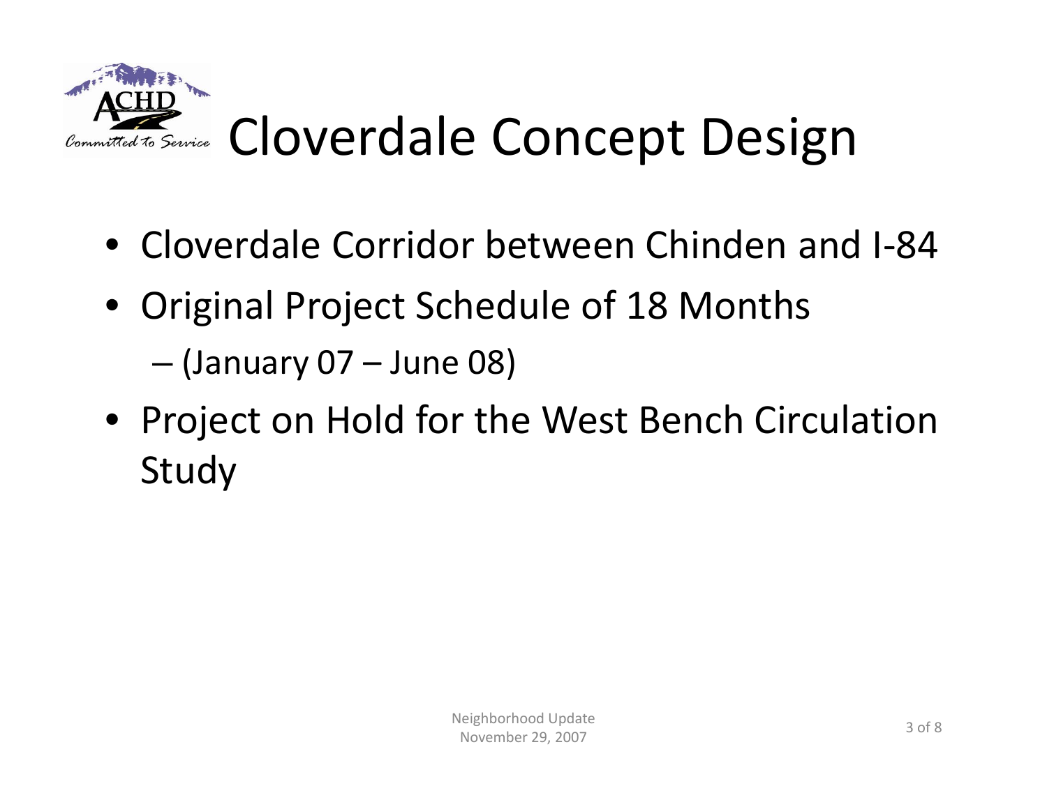# Cloverdale Concept Design

- Cloverdale Corridor between Chinden and I-84
- Original Project Schedule of 18 Months
  - (January 07 – June 08)
- Project on Hold for the West Bench Circulation Study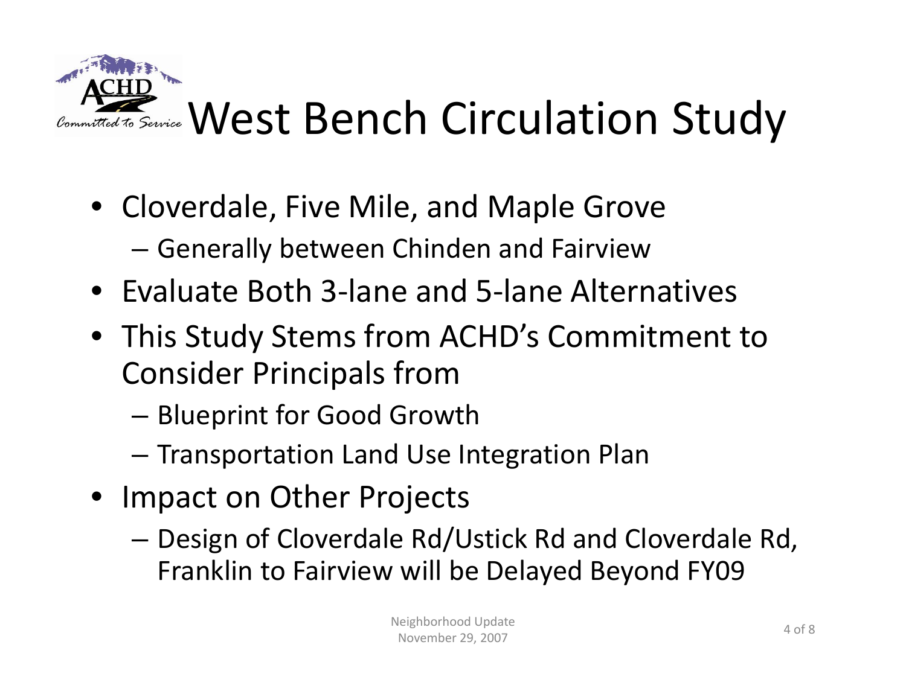# West Bench Circulation Study

- Cloverdale, Five Mile, and Maple Grove
  - Generally between Chinden and Fairview
- Evaluate Both 3-lane and 5-lane Alternatives
- This Study Stems from ACHD's Commitment to Consider Principals from
  - Blueprint for Good Growth
  - Transportation Land Use Integration Plan
- Impact on Other Projects
  - Design of Cloverdale Rd/Ustick Rd and Cloverdale Rd, Franklin to Fairview will be Delayed Beyond FY09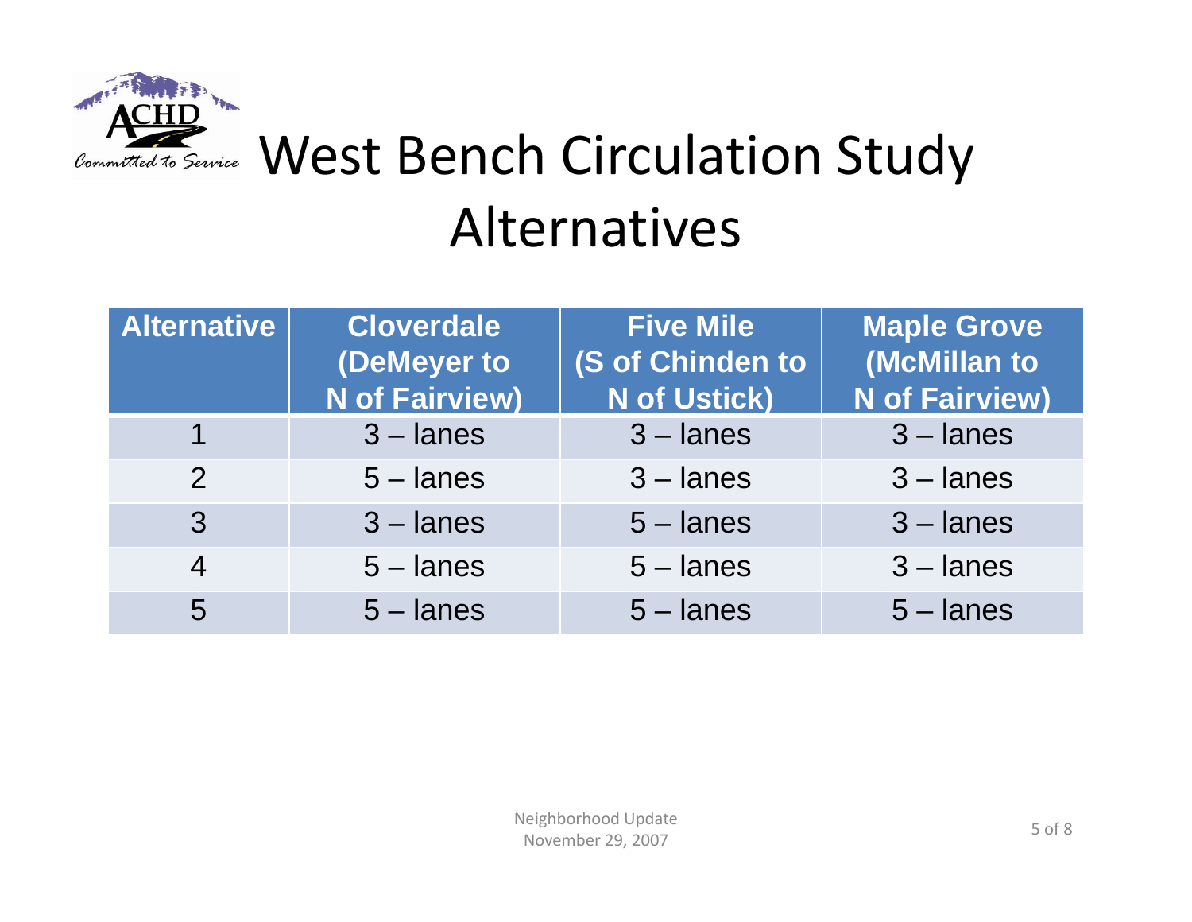# West Bench Circulation Study
## Alternatives

| Alternative | Cloverdale (DeMeyer to N of Fairview) | Five Mile (S of Chinden to N of Ustick) | Maple Grove (McMillan to N of Fairview) |
|---|---|---|---|
| 1 | 3 – lanes | 3 – lanes | 3 – lanes |
| 2 | 5 – lanes | 3 – lanes | 3 – lanes |
| 3 | 3 – lanes | 5 – lanes | 3 – lanes |
| 4 | 5 – lanes | 5 – lanes | 3 – lanes |
| 5 | 5 – lanes | 5 – lanes | 5 – lanes |

Neighborhood Update
November 29, 2007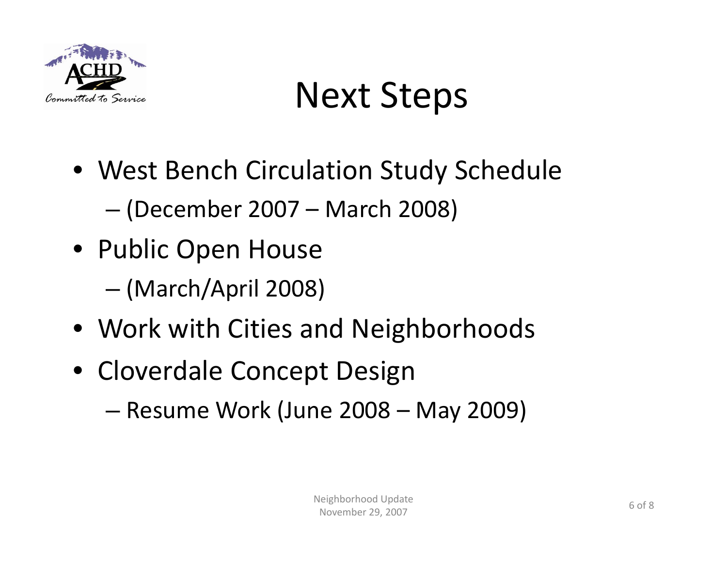# Next Steps

- West Bench Circulation Study Schedule
  - (December 2007 – March 2008)
- Public Open House
  - (March/April 2008)
- Work with Cities and Neighborhoods
- Cloverdale Concept Design
  - Resume Work (June 2008 – May 2009)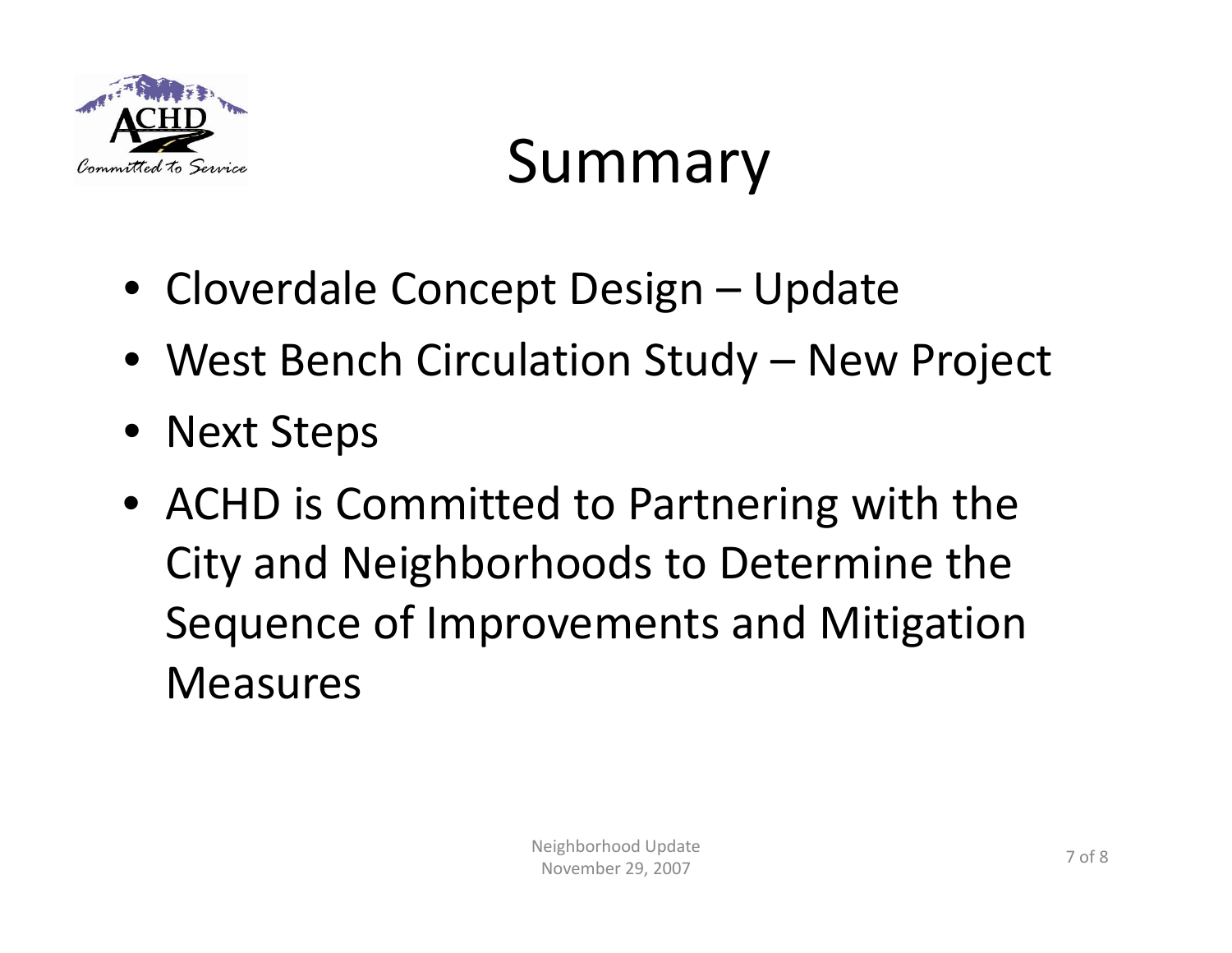# Summary

- Cloverdale Concept Design – Update
- West Bench Circulation Study – New Project
- Next Steps
- ACHD is Committed to Partnering with the City and Neighborhoods to Determine the Sequence of Improvements and Mitigation Measures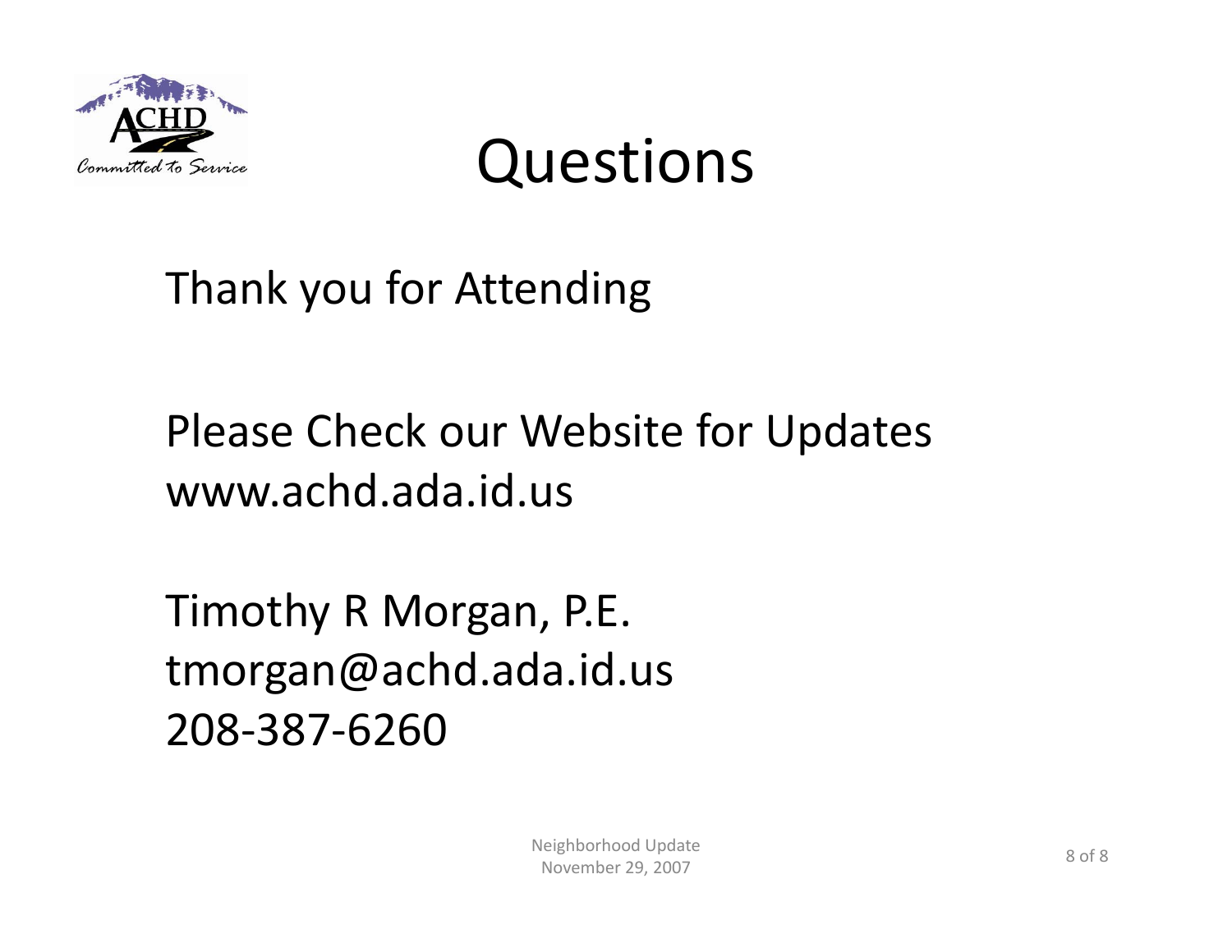# Questions

Thank you for Attending

Please Check our Website for Updates
www.achd.ada.id.us

Timothy R Morgan, P.E.
tmorgan@achd.ada.id.us
208-387-6260

Neighborhood Update
November 29, 2007